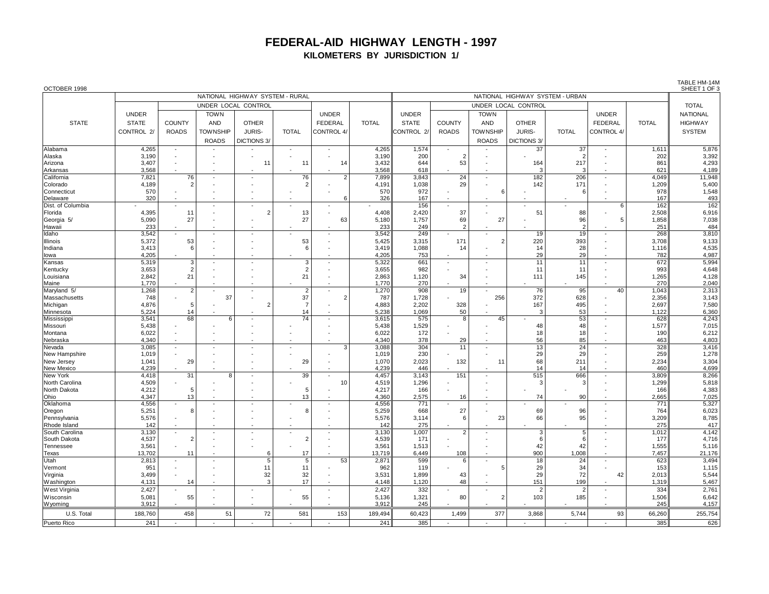# FEDERAL-AID HIGHWAY LENGTH - 1997

**KILOMETERS BY JURISDICTION 1/**

OCTOBER 1998

TABLE HM-14M
SHEET 1 OF 3

| STATE | NATIONAL HIGHWAY SYSTEM - RURAL | | | | | | | NATIONAL HIGHWAY SYSTEM - URBAN | | | | | | | TOTAL NATIONAL HIGHWAY SYSTEM |
|---|---|---|---|---|---|---|---|---|---|---|---|---|---|---|---|
| | | UNDER LOCAL CONTROL | | | | | | | UNDER LOCAL CONTROL | | | | | | |
| | UNDER STATE CONTROL 2/ | COUNTY ROADS | TOWN AND TOWNSHIP ROADS | OTHER JURIS-DICTIONS 3/ | TOTAL | UNDER FEDERAL CONTROL 4/ | TOTAL | UNDER STATE CONTROL 2/ | COUNTY ROADS | TOWN AND TOWNSHIP ROADS | OTHER JURIS-DICTIONS 3/ | TOTAL | UNDER FEDERAL CONTROL 4/ | TOTAL | |
| Alabama | 4,265 | - | - | - | - | - | 4,265 | 1,574 | - | - | 37 | 37 | - | 1,611 | 5,876 |
| Alaska | 3,190 | - | - | - | - | - | 3,190 | 200 | 2 | - | - | 2 | - | 202 | 3,392 |
| Arizona | 3,407 | - | - | 11 | 11 | 14 | 3,432 | 644 | 53 | - | 164 | 217 | - | 861 | 4,293 |
| Arkansas | 3,568 | - | - | - | - | - | 3,568 | 618 | - | - | 3 | 3 | - | 621 | 4,189 |
| California | 7,821 | 76 | - | - | 76 | 2 | 7,899 | 3,843 | 24 | - | 182 | 206 | - | 4,049 | 11,948 |
| Colorado | 4,189 | 2 | - | - | 2 | - | 4,191 | 1,038 | 29 | - | 142 | 171 | - | 1,209 | 5,400 |
| Connecticut | 570 | - | - | - | - | - | 570 | 972 | - | 6 | - | 6 | - | 978 | 1,548 |
| Delaware | 320 | - | - | - | - | 6 | 326 | 167 | - | - | - | - | - | 167 | 493 |
| Dist. of Columbia | - | - | - | - | - | - | - | 156 | - | - | - | - | 6 | 162 | 162 |
| Florida | 4,395 | 11 | - | 2 | 13 | - | 4,408 | 2,420 | 37 | - | 51 | 88 | - | 2,508 | 6,916 |
| Georgia 5/ | 5,090 | 27 | - | - | 27 | 63 | 5,180 | 1,757 | 69 | 27 | - | 96 | 5 | 1,858 | 7,038 |
| Hawaii | 233 | - | - | - | - | - | 233 | 249 | 2 | - | - | 2 | - | 251 | 484 |
| Idaho | 3,542 | - | - | - | - | - | 3,542 | 249 | - | - | 19 | 19 | - | 268 | 3,810 |
| Illinois | 5,372 | 53 | - | - | 53 | - | 5,425 | 3,315 | 171 | 2 | 220 | 393 | - | 3,708 | 9,133 |
| Indiana | 3,413 | 6 | - | - | 6 | - | 3,419 | 1,088 | 14 | - | 14 | 28 | - | 1,116 | 4,535 |
| Iowa | 4,205 | - | - | - | - | - | 4,205 | 753 | - | - | 29 | 29 | - | 782 | 4,987 |
| Kansas | 5,319 | 3 | - | - | 3 | - | 5,322 | 661 | - | - | 11 | 11 | - | 672 | 5,994 |
| Kentucky | 3,653 | 2 | - | - | 2 | - | 3,655 | 982 | - | - | 11 | 11 | - | 993 | 4,648 |
| Louisiana | 2,842 | 21 | - | - | 21 | - | 2,863 | 1,120 | 34 | - | 111 | 145 | - | 1,265 | 4,128 |
| Maine | 1,770 | - | - | - | - | - | 1,770 | 270 | - | - | - | - | - | 270 | 2,040 |
| Maryland 5/ | 1,268 | 2 | - | - | 2 | - | 1,270 | 908 | 19 | - | 76 | 95 | 40 | 1,043 | 2,313 |
| Massachusetts | 748 | - | 37 | - | 37 | 2 | 787 | 1,728 | - | 256 | 372 | 628 | - | 2,356 | 3,143 |
| Michigan | 4,876 | 5 | - | 2 | 7 | - | 4,883 | 2,202 | 328 | - | 167 | 495 | - | 2,697 | 7,580 |
| Minnesota | 5,224 | 14 | - | - | 14 | - | 5,238 | 1,069 | 50 | - | 3 | 53 | - | 1,122 | 6,360 |
| Mississippi | 3,541 | 68 | 6 | - | 74 | - | 3,615 | 575 | 8 | 45 | - | 53 | - | 628 | 4,243 |
| Missouri | 5,438 | - | - | - | - | - | 5,438 | 1,529 | - | - | 48 | 48 | - | 1,577 | 7,015 |
| Montana | 6,022 | - | - | - | - | - | 6,022 | 172 | - | - | 18 | 18 | - | 190 | 6,212 |
| Nebraska | 4,340 | - | - | - | - | - | 4,340 | 378 | 29 | - | 56 | 85 | - | 463 | 4,803 |
| Nevada | 3,085 | - | - | - | - | 3 | 3,088 | 304 | 11 | - | 13 | 24 | - | 328 | 3,416 |
| New Hampshire | 1,019 | - | - | - | - | - | 1,019 | 230 | - | - | 29 | 29 | - | 259 | 1,278 |
| New Jersey | 1,041 | 29 | - | - | 29 | - | 1,070 | 2,023 | 132 | 11 | 68 | 211 | - | 2,234 | 3,304 |
| New Mexico | 4,239 | - | - | - | - | - | 4,239 | 446 | - | - | 14 | 14 | - | 460 | 4,699 |
| New York | 4,418 | 31 | 8 | - | 39 | - | 4,457 | 3,143 | 151 | - | 515 | 666 | - | 3,809 | 8,266 |
| North Carolina | 4,509 | - | - | - | - | 10 | 4,519 | 1,296 | - | - | 3 | 3 | - | 1,299 | 5,818 |
| North Dakota | 4,212 | 5 | - | - | 5 | - | 4,217 | 166 | - | - | - | - | - | 166 | 4,383 |
| Ohio | 4,347 | 13 | - | - | 13 | - | 4,360 | 2,575 | 16 | - | 74 | 90 | - | 2,665 | 7,025 |
| Oklahoma | 4,556 | - | - | - | - | - | 4,556 | 771 | - | - | - | - | - | 771 | 5,327 |
| Oregon | 5,251 | 8 | - | - | 8 | - | 5,259 | 668 | 27 | - | 69 | 96 | - | 764 | 6,023 |
| Pennsylvania | 5,576 | - | - | - | - | - | 5,576 | 3,114 | 6 | 23 | 66 | 95 | - | 3,209 | 8,785 |
| Rhode Island | 142 | - | - | - | - | - | 142 | 275 | - | - | - | - | - | 275 | 417 |
| South Carolina | 3,130 | - | - | - | - | - | 3,130 | 1,007 | 2 | - | 3 | 5 | - | 1,012 | 4,142 |
| South Dakota | 4,537 | 2 | - | - | 2 | - | 4,539 | 171 | - | - | 6 | 6 | - | 177 | 4,716 |
| Tennessee | 3,561 | - | - | - | - | - | 3,561 | 1,513 | - | - | 42 | 42 | - | 1,555 | 5,116 |
| Texas | 13,702 | 11 | - | 6 | 17 | - | 13,719 | 6,449 | 108 | - | 900 | 1,008 | - | 7,457 | 21,176 |
| Utah | 2,813 | - | - | 5 | 5 | 53 | 2,871 | 599 | 6 | - | 18 | 24 | - | 623 | 3,494 |
| Vermont | 951 | - | - | 11 | 11 | - | 962 | 119 | - | 5 | 29 | 34 | - | 153 | 1,115 |
| Virginia | 3,499 | - | - | 32 | 32 | - | 3,531 | 1,899 | 43 | - | 29 | 72 | 42 | 2,013 | 5,544 |
| Washington | 4,131 | 14 | - | 3 | 17 | - | 4,148 | 1,120 | 48 | - | 151 | 199 | - | 1,319 | 5,467 |
| West Virginia | 2,427 | - | - | - | - | - | 2,427 | 332 | - | - | 2 | 2 | - | 334 | 2,761 |
| Wisconsin | 5,081 | 55 | - | - | 55 | - | 5,136 | 1,321 | 80 | 2 | 103 | 185 | - | 1,506 | 6,642 |
| Wyoming | 3,912 | - | - | - | - | - | 3,912 | 245 | - | - | - | - | - | 245 | 4,157 |
| U.S. Total | 188,760 | 458 | 51 | 72 | 581 | 153 | 189,494 | 60,423 | 1,499 | 377 | 3,868 | 5,744 | 93 | 66,260 | 255,754 |
| Puerto Rico | 241 | - | - | - | - | - | 241 | 385 | - | - | - | - | - | 385 | 626 |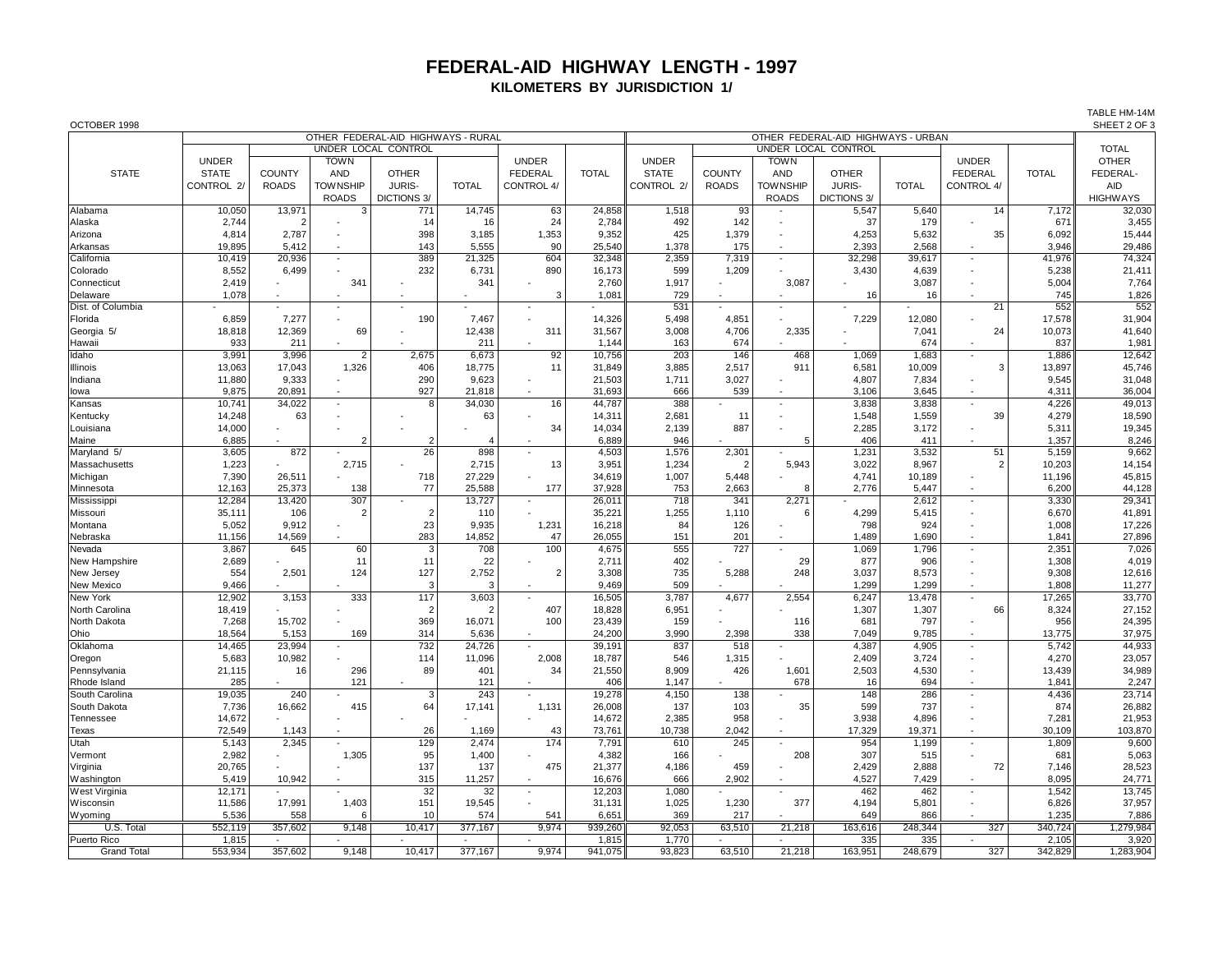# FEDERAL-AID HIGHWAY LENGTH - 1997

## KILOMETERS BY JURISDICTION 1/

OCTOBER 1998

TABLE HM-14M
SHEET 2 OF 3

| STATE | OTHER FEDERAL-AID HIGHWAYS - RURAL | | | | | | | OTHER FEDERAL-AID HIGHWAYS - URBAN | | | | | | | TOTAL OTHER FEDERAL-AID HIGHWAYS |
|---|---|---|---|---|---|---|---|---|---|---|---|---|---|---|---|
| | | UNDER LOCAL CONTROL | | | | | | | UNDER LOCAL CONTROL | | | | | | |
| | UNDER STATE CONTROL 2/ | COUNTY ROADS | TOWN AND TOWNSHIP ROADS | OTHER JURIS-DICTIONS 3/ | TOTAL | UNDER FEDERAL CONTROL 4/ | TOTAL | UNDER STATE CONTROL 2/ | COUNTY ROADS | TOWN AND TOWNSHIP ROADS | OTHER JURIS-DICTIONS 3/ | TOTAL | UNDER FEDERAL CONTROL 4/ | TOTAL | |
| Alabama | 10,050 | 13,971 | 3 | 771 | 14,745 | 63 | 24,858 | 1,518 | 93 | - | 5,547 | 5,640 | 14 | 7,172 | 32,030 |
| Alaska | 2,744 | 2 | - | 14 | 16 | 24 | 2,784 | 492 | 142 | - | 37 | 179 | - | 671 | 3,455 |
| Arizona | 4,814 | 2,787 | - | 398 | 3,185 | 1,353 | 9,352 | 425 | 1,379 | - | 4,253 | 5,632 | 35 | 6,092 | 15,444 |
| Arkansas | 19,895 | 5,412 | - | 143 | 5,555 | 90 | 25,540 | 1,378 | 175 | - | 2,393 | 2,568 | - | 3,946 | 29,486 |
| California | 10,419 | 20,936 | - | 389 | 21,325 | 604 | 32,348 | 2,359 | 7,319 | - | 32,298 | 39,617 | - | 41,976 | 74,324 |
| Colorado | 8,552 | 6,499 | - | 232 | 6,731 | 890 | 16,173 | 599 | 1,209 | - | 3,430 | 4,639 | - | 5,238 | 21,411 |
| Connecticut | 2,419 | - | 341 | - | 341 | - | 2,760 | 1,917 | - | 3,087 | - | 3,087 | - | 5,004 | 7,764 |
| Delaware | 1,078 | - | - | - | - | 3 | 1,081 | 729 | - | - | 16 | 16 | - | 745 | 1,826 |
| Dist. of Columbia | - | - | - | - | - | - | - | 531 | - | - | - | - | 21 | 552 | 552 |
| Florida | 6,859 | 7,277 | - | 190 | 7,467 | - | 14,326 | 5,498 | 4,851 | - | 7,229 | 12,080 | - | 17,578 | 31,904 |
| Georgia 5/ | 18,818 | 12,369 | 69 | - | 12,438 | 311 | 31,567 | 3,008 | 4,706 | 2,335 | - | 7,041 | 24 | 10,073 | 41,640 |
| Hawaii | 933 | 211 | - | - | 211 | - | 1,144 | 163 | 674 | - | - | 674 | - | 837 | 1,981 |
| Idaho | 3,991 | 3,996 | 2 | 2,675 | 6,673 | 92 | 10,756 | 203 | 146 | 468 | 1,069 | 1,683 | - | 1,886 | 12,642 |
| Illinois | 13,063 | 17,043 | 1,326 | 406 | 18,775 | 11 | 31,849 | 3,885 | 2,517 | 911 | 6,581 | 10,009 | 3 | 13,897 | 45,746 |
| Indiana | 11,880 | 9,333 | - | 290 | 9,623 | - | 21,503 | 1,711 | 3,027 | - | 4,807 | 7,834 | - | 9,545 | 31,048 |
| Iowa | 9,875 | 20,891 | - | 927 | 21,818 | - | 31,693 | 666 | 539 | - | 3,106 | 3,645 | - | 4,311 | 36,004 |
| Kansas | 10,741 | 34,022 | - | 8 | 34,030 | 16 | 44,787 | 388 | - | - | 3,838 | 3,838 | - | 4,226 | 49,013 |
| Kentucky | 14,248 | 63 | - | - | 63 | - | 14,311 | 2,681 | 11 | - | 1,548 | 1,559 | 39 | 4,279 | 18,590 |
| Louisiana | 14,000 | - | - | - | - | 34 | 14,034 | 2,139 | 887 | - | 2,285 | 3,172 | - | 5,311 | 19,345 |
| Maine | 6,885 | - | 2 | 2 | 4 | - | 6,889 | 946 | - | 5 | 406 | 411 | - | 1,357 | 8,246 |
| Maryland 5/ | 3,605 | 872 | - | 26 | 898 | - | 4,503 | 1,576 | 2,301 | - | 1,231 | 3,532 | 51 | 5,159 | 9,662 |
| Massachusetts | 1,223 | - | 2,715 | - | 2,715 | 13 | 3,951 | 1,234 | 2 | 5,943 | 3,022 | 8,967 | 2 | 10,203 | 14,154 |
| Michigan | 7,390 | 26,511 | - | 718 | 27,229 | - | 34,619 | 1,007 | 5,448 | - | 4,741 | 10,189 | - | 11,196 | 45,815 |
| Minnesota | 12,163 | 25,373 | 138 | 77 | 25,588 | 177 | 37,928 | 753 | 2,663 | 8 | 2,776 | 5,447 | - | 6,200 | 44,128 |
| Mississippi | 12,284 | 13,420 | 307 | - | 13,727 | - | 26,011 | 718 | 341 | 2,271 | - | 2,612 | - | 3,330 | 29,341 |
| Missouri | 35,111 | 106 | 2 | 2 | 110 | - | 35,221 | 1,255 | 1,110 | 6 | 4,299 | 5,415 | - | 6,670 | 41,891 |
| Montana | 5,052 | 9,912 | - | 23 | 9,935 | 1,231 | 16,218 | 84 | 126 | - | 798 | 924 | - | 1,008 | 17,226 |
| Nebraska | 11,156 | 14,569 | - | 283 | 14,852 | 47 | 26,055 | 151 | 201 | - | 1,489 | 1,690 | - | 1,841 | 27,896 |
| Nevada | 3,867 | 645 | 60 | 3 | 708 | 100 | 4,675 | 555 | 727 | - | 1,069 | 1,796 | - | 2,351 | 7,026 |
| New Hampshire | 2,689 | - | 11 | 11 | 22 | - | 2,711 | 402 | - | 29 | 877 | 906 | - | 1,308 | 4,019 |
| New Jersey | 554 | 2,501 | 124 | 127 | 2,752 | 2 | 3,308 | 735 | 5,288 | 248 | 3,037 | 8,573 | - | 9,308 | 12,616 |
| New Mexico | 9,466 | - | - | 3 | 3 | - | 9,469 | 509 | - | - | 1,299 | 1,299 | - | 1,808 | 11,277 |
| New York | 12,902 | 3,153 | 333 | 117 | 3,603 | - | 16,505 | 3,787 | 4,677 | 2,554 | 6,247 | 13,478 | - | 17,265 | 33,770 |
| North Carolina | 18,419 | - | - | 2 | 2 | 407 | 18,828 | 6,951 | - | - | 1,307 | 1,307 | 66 | 8,324 | 27,152 |
| North Dakota | 7,268 | 15,702 | - | 369 | 16,071 | 100 | 23,439 | 159 | - | 116 | 681 | 797 | - | 956 | 24,395 |
| Ohio | 18,564 | 5,153 | 169 | 314 | 5,636 | - | 24,200 | 3,990 | 2,398 | 338 | 7,049 | 9,785 | - | 13,775 | 37,975 |
| Oklahoma | 14,465 | 23,994 | - | 732 | 24,726 | - | 39,191 | 837 | 518 | - | 4,387 | 4,905 | - | 5,742 | 44,933 |
| Oregon | 5,683 | 10,982 | - | 114 | 11,096 | 2,008 | 18,787 | 546 | 1,315 | - | 2,409 | 3,724 | - | 4,270 | 23,057 |
| Pennsylvania | 21,115 | 16 | 296 | 89 | 401 | 34 | 21,550 | 8,909 | 426 | 1,601 | 2,503 | 4,530 | - | 13,439 | 34,989 |
| Rhode Island | 285 | - | 121 | - | 121 | - | 406 | 1,147 | - | 678 | 16 | 694 | - | 1,841 | 2,247 |
| South Carolina | 19,035 | 240 | - | 3 | 243 | - | 19,278 | 4,150 | 138 | - | 148 | 286 | - | 4,436 | 23,714 |
| South Dakota | 7,736 | 16,662 | 415 | 64 | 17,141 | 1,131 | 26,008 | 137 | 103 | 35 | 599 | 737 | - | 874 | 26,882 |
| Tennessee | 14,672 | - | - | - | - | - | 14,672 | 2,385 | 958 | - | 3,938 | 4,896 | - | 7,281 | 21,953 |
| Texas | 72,549 | 1,143 | - | 26 | 1,169 | 43 | 73,761 | 10,738 | 2,042 | - | 17,329 | 19,371 | - | 30,109 | 103,870 |
| Utah | 5,143 | 2,345 | - | 129 | 2,474 | 174 | 7,791 | 610 | 245 | - | 954 | 1,199 | - | 1,809 | 9,600 |
| Vermont | 2,982 | - | 1,305 | 95 | 1,400 | - | 4,382 | 166 | - | 208 | 307 | 515 | - | 681 | 5,063 |
| Virginia | 20,765 | - | - | 137 | 137 | 475 | 21,377 | 4,186 | 459 | - | 2,429 | 2,888 | 72 | 7,146 | 28,523 |
| Washington | 5,419 | 10,942 | - | 315 | 11,257 | - | 16,676 | 666 | 2,902 | - | 4,527 | 7,429 | - | 8,095 | 24,771 |
| West Virginia | 12,171 | - | - | 32 | 32 | - | 12,203 | 1,080 | - | - | 462 | 462 | - | 1,542 | 13,745 |
| Wisconsin | 11,586 | 17,991 | 1,403 | 151 | 19,545 | - | 31,131 | 1,025 | 1,230 | 377 | 4,194 | 5,801 | - | 6,826 | 37,957 |
| Wyoming | 5,536 | 558 | 6 | 10 | 574 | 541 | 6,651 | 369 | 217 | - | 649 | 866 | - | 1,235 | 7,886 |
| U.S. Total | 552,119 | 357,602 | 9,148 | 10,417 | 377,167 | 9,974 | 939,260 | 92,053 | 63,510 | 21,218 | 163,616 | 248,344 | 327 | 340,724 | 1,279,984 |
| Puerto Rico | 1,815 | - | - | - | - | - | 1,815 | 1,770 | - | - | 335 | 335 | - | 2,105 | 3,920 |
| Grand Total | 553,934 | 357,602 | 9,148 | 10,417 | 377,167 | 9,974 | 941,075 | 93,823 | 63,510 | 21,218 | 163,951 | 248,679 | 327 | 342,829 | 1,283,904 |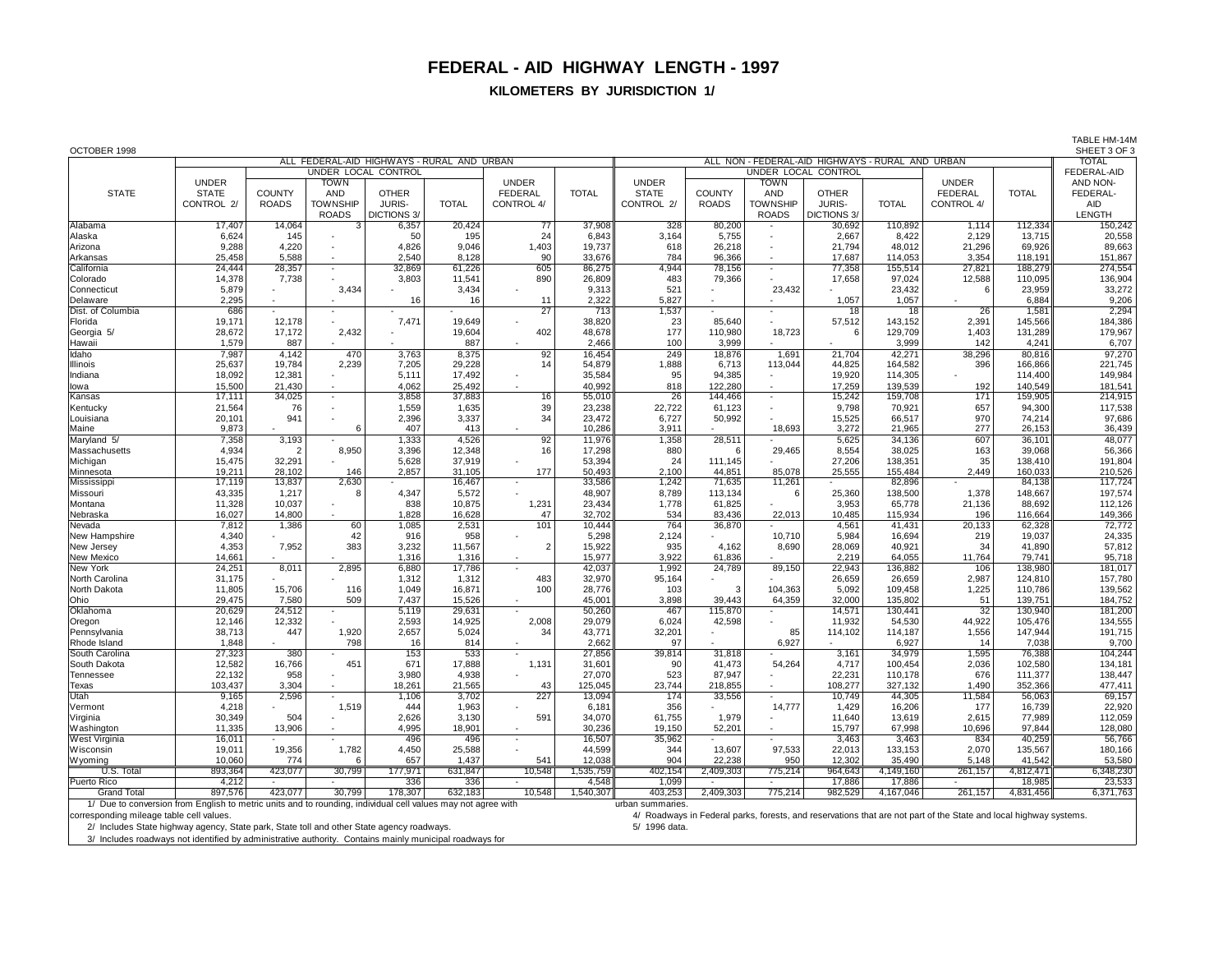# FEDERAL - AID HIGHWAY LENGTH - 1997

## KILOMETERS BY JURISDICTION 1/

OCTOBER 1998

TABLE HM-14M
SHEET 3 OF 3

| STATE | ALL FEDERAL-AID HIGHWAYS - RURAL AND URBAN | | | | | | | ALL NON - FEDERAL-AID HIGHWAYS - RURAL AND URBAN | | | | | | | TOTAL FEDERAL-AID AND NON-FEDERAL-AID LENGTH |
|---|---|---|---|---|---|---|---|---|---|---|---|---|---|---|---|
| | UNDER STATE CONTROL 2/ | UNDER LOCAL CONTROL | | | | UNDER FEDERAL CONTROL 4/ | TOTAL | UNDER STATE CONTROL 2/ | UNDER LOCAL CONTROL | | | | UNDER FEDERAL CONTROL 4/ | TOTAL | |
| | | COUNTY ROADS | TOWN AND TOWNSHIP ROADS | OTHER JURIS-DICTIONS 3/ | TOTAL | | | | COUNTY ROADS | TOWN AND TOWNSHIP ROADS | OTHER JURIS-DICTIONS 3/ | TOTAL | | | |
| Alabama | 17,407 | 14,064 | 3 | 6,357 | 20,424 | 77 | 37,908 | 328 | 80,200 | - | 30,692 | 110,892 | 1,114 | 112,334 | 150,242 |
| Alaska | 6,624 | 145 | - | 50 | 195 | 24 | 6,843 | 3,164 | 5,755 | - | 2,667 | 8,422 | 2,129 | 13,715 | 20,558 |
| Arizona | 9,288 | 4,220 | - | 4,826 | 9,046 | 1,403 | 19,737 | 618 | 26,218 | - | 21,794 | 48,012 | 21,296 | 69,926 | 89,663 |
| Arkansas | 25,458 | 5,588 | - | 2,540 | 8,128 | 90 | 33,676 | 784 | 96,366 | - | 17,687 | 114,053 | 3,354 | 118,191 | 151,867 |
| California | 24,444 | 28,357 | - | 32,869 | 61,226 | 605 | 86,275 | 4,944 | 78,156 | - | 77,358 | 155,514 | 27,821 | 188,279 | 274,554 |
| Colorado | 14,378 | 7,738 | - | 3,803 | 11,541 | 890 | 26,809 | 483 | 79,366 | - | 17,658 | 97,024 | 12,588 | 110,095 | 136,904 |
| Connecticut | 5,879 | - | 3,434 | - | 3,434 | - | 9,313 | 521 | - | 23,432 | - | 23,432 | 6 | 23,959 | 33,272 |
| Delaware | 2,295 | - | - | 16 | 16 | 11 | 2,322 | 5,827 | - | - | 1,057 | 1,057 | - | 6,884 | 9,206 |
| Dist. of Columbia | 686 | - | - | - | - | 27 | 713 | 1,537 | - | - | 18 | 18 | 26 | 1,581 | 2,294 |
| Florida | 19,171 | 12,178 | - | 7,471 | 19,649 | - | 38,820 | 23 | 85,640 | - | 57,512 | 143,152 | 2,391 | 145,566 | 184,386 |
| Georgia 5/ | 28,672 | 17,172 | 2,432 | - | 19,604 | 402 | 48,678 | 177 | 110,980 | 18,723 | 6 | 129,709 | 1,403 | 131,289 | 179,967 |
| Hawaii | 1,579 | 887 | - | - | 887 | - | 2,466 | 100 | 3,999 | - | - | 3,999 | 142 | 4,241 | 6,707 |
| Idaho | 7,987 | 4,142 | 470 | 3,763 | 8,375 | 92 | 16,454 | 249 | 18,876 | 1,691 | 21,704 | 42,271 | 38,296 | 80,816 | 97,270 |
| Illinois | 25,637 | 19,784 | 2,239 | 7,205 | 29,228 | 14 | 54,879 | 1,888 | 6,713 | 113,044 | 44,825 | 164,582 | 396 | 166,866 | 221,745 |
| Indiana | 18,092 | 12,381 | - | 5,111 | 17,492 | - | 35,584 | 95 | 94,385 | - | 19,920 | 114,305 | - | 114,400 | 149,984 |
| Iowa | 15,500 | 21,430 | - | 4,062 | 25,492 | - | 40,992 | 818 | 122,280 | - | 17,259 | 139,539 | 192 | 140,549 | 181,541 |
| Kansas | 17,111 | 34,025 | - | 3,858 | 37,883 | 16 | 55,010 | 26 | 144,466 | - | 15,242 | 159,708 | 171 | 159,905 | 214,915 |
| Kentucky | 21,564 | 76 | - | 1,559 | 1,635 | 39 | 23,238 | 22,722 | 61,123 | - | 9,798 | 70,921 | 657 | 94,300 | 117,538 |
| Louisiana | 20,101 | 941 | - | 2,396 | 3,337 | 34 | 23,472 | 6,727 | 50,992 | - | 15,525 | 66,517 | 970 | 74,214 | 97,686 |
| Maine | 9,873 | - | 6 | 407 | 413 | - | 10,286 | 3,911 | - | 18,693 | 3,272 | 21,965 | 277 | 26,153 | 36,439 |
| Maryland 5/ | 7,358 | 3,193 | - | 1,333 | 4,526 | 92 | 11,976 | 1,358 | 28,511 | - | 5,625 | 34,136 | 607 | 36,101 | 48,077 |
| Massachusetts | 4,934 | 2 | 8,950 | 3,396 | 12,348 | 16 | 17,298 | 880 | 6 | 29,465 | 8,554 | 38,025 | 163 | 39,068 | 56,366 |
| Michigan | 15,475 | 32,291 | - | 5,628 | 37,919 | - | 53,394 | 24 | 111,145 | - | 27,206 | 138,351 | 35 | 138,410 | 191,804 |
| Minnesota | 19,211 | 28,102 | 146 | 2,857 | 31,105 | 177 | 50,493 | 2,100 | 44,851 | 85,078 | 25,555 | 155,484 | 2,449 | 160,033 | 210,526 |
| Mississippi | 17,119 | 13,837 | 2,630 | - | 16,467 | - | 33,586 | 1,242 | 71,635 | 11,261 | - | 82,896 | - | 84,138 | 117,724 |
| Missouri | 43,335 | 1,217 | 8 | 4,347 | 5,572 | - | 48,907 | 8,789 | 113,134 | 6 | 25,360 | 138,500 | 1,378 | 148,667 | 197,574 |
| Montana | 11,328 | 10,037 | - | 838 | 10,875 | 1,231 | 23,434 | 1,778 | 61,825 | - | 3,953 | 65,778 | 21,136 | 88,692 | 112,126 |
| Nebraska | 16,027 | 14,800 | - | 1,828 | 16,628 | 47 | 32,702 | 534 | 83,436 | 22,013 | 10,485 | 115,934 | 196 | 116,664 | 149,366 |
| Nevada | 7,812 | 1,386 | 60 | 1,085 | 2,531 | 101 | 10,444 | 764 | 36,870 | - | 4,561 | 41,431 | 20,133 | 62,328 | 72,772 |
| New Hampshire | 4,340 | - | 42 | 916 | 958 | - | 5,298 | 2,124 | - | 10,710 | 5,984 | 16,694 | 219 | 19,037 | 24,335 |
| New Jersey | 4,353 | 7,952 | 383 | 3,232 | 11,567 | 2 | 15,922 | 935 | 4,162 | 8,690 | 28,069 | 40,921 | 34 | 41,890 | 57,812 |
| New Mexico | 14,661 | - | - | 1,316 | 1,316 | - | 15,977 | 3,922 | 61,836 | - | 2,219 | 64,055 | 11,764 | 79,741 | 95,718 |
| New York | 24,251 | 8,011 | 2,895 | 6,880 | 17,786 | - | 42,037 | 1,992 | 24,789 | 89,150 | 22,943 | 136,882 | 106 | 138,980 | 181,017 |
| North Carolina | 31,175 | - | - | 1,312 | 1,312 | 483 | 32,970 | 95,164 | - | - | 26,659 | 26,659 | 2,987 | 124,810 | 157,780 |
| North Dakota | 11,805 | 15,706 | 116 | 1,049 | 16,871 | 100 | 28,776 | 103 | 3 | 104,363 | 5,092 | 109,458 | 1,225 | 110,786 | 139,562 |
| Ohio | 29,475 | 7,580 | 509 | 7,437 | 15,526 | - | 45,001 | 3,898 | 39,443 | 64,359 | 32,000 | 135,802 | 51 | 139,751 | 184,752 |
| Oklahoma | 20,629 | 24,512 | - | 5,119 | 29,631 | - | 50,260 | 467 | 115,870 | - | 14,571 | 130,441 | 32 | 130,940 | 181,200 |
| Oregon | 12,146 | 12,332 | - | 2,593 | 14,925 | 2,008 | 29,079 | 6,024 | 42,598 | - | 11,932 | 54,530 | 44,922 | 105,476 | 134,555 |
| Pennsylvania | 38,713 | 447 | 1,920 | 2,657 | 5,024 | 34 | 43,771 | 32,201 | - | 85 | 114,102 | 114,187 | 1,556 | 147,944 | 191,715 |
| Rhode Island | 1,848 | - | 798 | 16 | 814 | - | 2,662 | 97 | - | 6,927 | - | 6,927 | 14 | 7,038 | 9,700 |
| South Carolina | 27,323 | 380 | - | 153 | 533 | - | 27,856 | 39,814 | 31,818 | - | 3,161 | 34,979 | 1,595 | 76,388 | 104,244 |
| South Dakota | 12,582 | 16,766 | 451 | 671 | 17,888 | 1,131 | 31,601 | 90 | 41,473 | 54,264 | 4,717 | 100,454 | 2,036 | 102,580 | 134,181 |
| Tennessee | 22,132 | 958 | - | 3,980 | 4,938 | - | 27,070 | 523 | 87,947 | - | 22,231 | 110,178 | 676 | 111,377 | 138,447 |
| Texas | 103,437 | 3,304 | - | 18,261 | 21,565 | 43 | 125,045 | 23,744 | 218,855 | - | 108,277 | 327,132 | 1,490 | 352,366 | 477,411 |
| Utah | 9,165 | 2,596 | - | 1,106 | 3,702 | 227 | 13,094 | 174 | 33,556 | - | 10,749 | 44,305 | 11,584 | 56,063 | 69,157 |
| Vermont | 4,218 | - | 1,519 | 444 | 1,963 | - | 6,181 | 356 | - | 14,777 | 1,429 | 16,206 | 177 | 16,739 | 22,920 |
| Virginia | 30,349 | 504 | - | 2,626 | 3,130 | 591 | 34,070 | 61,755 | 1,979 | - | 11,640 | 13,619 | 2,615 | 77,989 | 112,059 |
| Washington | 11,335 | 13,906 | - | 4,995 | 18,901 | - | 30,236 | 19,150 | 52,201 | - | 15,797 | 67,998 | 10,696 | 97,844 | 128,080 |
| West Virginia | 16,011 | - | - | 496 | 496 | - | 16,507 | 35,962 | - | - | 3,463 | 3,463 | 834 | 40,259 | 56,766 |
| Wisconsin | 19,011 | 19,356 | 1,782 | 4,450 | 25,588 | - | 44,599 | 344 | 13,607 | 97,533 | 22,013 | 133,153 | 2,070 | 135,567 | 180,166 |
| Wyoming | 10,060 | 774 | 6 | 657 | 1,437 | 541 | 12,038 | 904 | 22,238 | 950 | 12,302 | 35,490 | 5,148 | 41,542 | 53,580 |
| U.S. Total | 893,364 | 423,077 | 30,799 | 177,971 | 631,847 | 10,548 | 1,535,759 | 402,154 | 2,409,303 | 775,214 | 964,643 | 4,149,160 | 261,157 | 4,812,471 | 6,348,230 |
| Puerto Rico | 4,212 | - | - | 336 | 336 | - | 4,548 | 1,099 | - | - | 17,886 | 17,886 | - | 18,985 | 23,533 |
| Grand Total | 897,576 | 423,077 | 30,799 | 178,307 | 632,183 | 10,548 | 1,540,307 | 403,253 | 2,409,303 | 775,214 | 982,529 | 4,167,046 | 261,157 | 4,831,456 | 6,371,763 |

1/ Due to conversion from English to metric units and to rounding, individual cell values may not agree with corresponding mileage table cell values.

2/ Includes State highway agency, State park, State toll and other State agency roadways.

3/ Includes roadways not identified by administrative authority. Contains mainly municipal roadways for urban summaries.

4/ Roadways in Federal parks, forests, and reservations that are not part of the State and local highway systems.

5/ 1996 data.